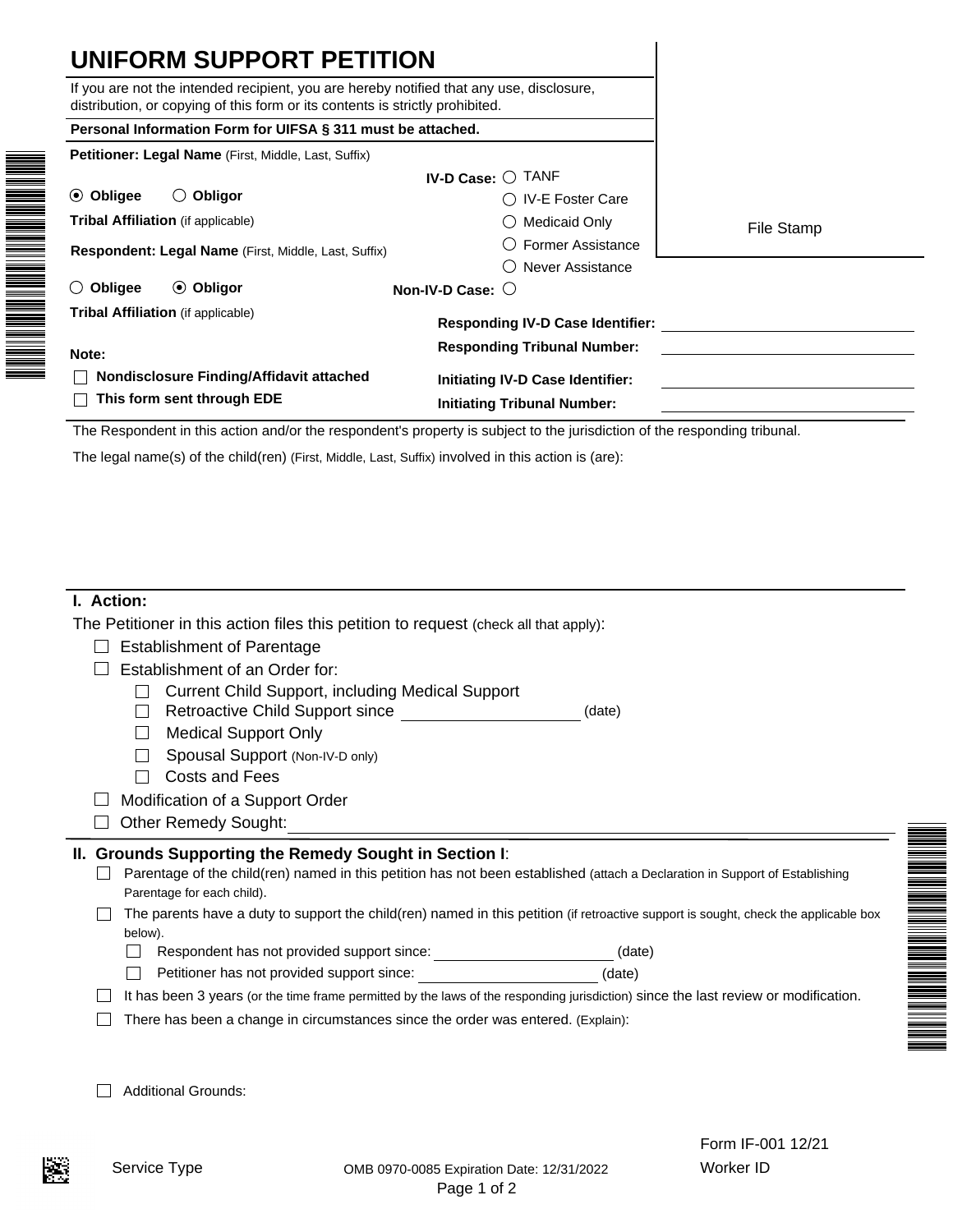# UNIFORM SUPPORT PETITION

If you are not the intended recipient, you are hereby notified that any use, disclosure, distribution, or copying of this form or its contents is strictly prohibited.

**Personal Information Form for UIFSA § 311 must be attached.**

File Stamp

**Petitioner: Legal Name** (First, Middle, Last, Suffix)

◉ **Obligee** ◯ **Obligor**

**Tribal Affiliation** (if applicable)

**Respondent: Legal Name** (First, Middle, Last, Suffix)

◯ **Obligee** ◉ **Obligor**

**Tribal Affiliation** (if applicable)

**IV-D Case:**
- ◯ TANF
- ◯ IV-E Foster Care
- ◯ Medicaid Only
- ◯ Former Assistance
- ◯ Never Assistance

**Non-IV-D Case:** ◯

**Responding IV-D Case Identifier:** ____________________

**Responding Tribunal Number:** ____________________

**Initiating IV-D Case Identifier:** ____________________

**Initiating Tribunal Number:** ____________________

**Note:**
- ☐ **Nondisclosure Finding/Affidavit attached**
- ☐ **This form sent through EDE**

The Respondent in this action and/or the respondent's property is subject to the jurisdiction of the responding tribunal.

The legal name(s) of the child(ren) (First, Middle, Last, Suffix) involved in this action is (are):

## I. Action:

The Petitioner in this action files this petition to request (check all that apply):

- ☐ Establishment of Parentage
- ☐ Establishment of an Order for:
  - ☐ Current Child Support, including Medical Support
  - ☐ Retroactive Child Support since ____________________ (date)
  - ☐ Medical Support Only
  - ☐ Spousal Support (Non-IV-D only)
  - ☐ Costs and Fees
- ☐ Modification of a Support Order
- ☐ Other Remedy Sought: ____________________

## II. Grounds Supporting the Remedy Sought in Section I:

- ☐ Parentage of the child(ren) named in this petition has not been established (attach a Declaration in Support of Establishing Parentage for each child).
- ☐ The parents have a duty to support the child(ren) named in this petition (if retroactive support is sought, check the applicable box below).
  - ☐ Respondent has not provided support since: ____________________ (date)
  - ☐ Petitioner has not provided support since: ____________________ (date)
- ☐ It has been 3 years (or the time frame permitted by the laws of the responding jurisdiction) since the last review or modification.
- ☐ There has been a change in circumstances since the order was entered. (Explain):

- ☐ Additional Grounds:

Service Type

OMB 0970-0085 Expiration Date: 12/31/2022

Form IF-001 12/21

Worker ID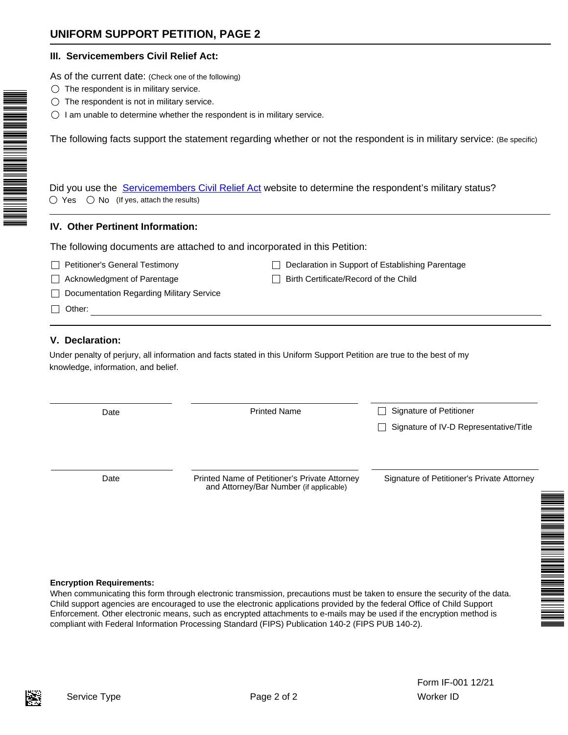## UNIFORM SUPPORT PETITION, PAGE 2

### III. Servicemembers Civil Relief Act:

As of the current date: (Check one of the following)

- ○ The respondent is in military service.
- ○ The respondent is not in military service.
- ○ I am unable to determine whether the respondent is in military service.

The following facts support the statement regarding whether or not the respondent is in military service: (Be specific)

Did you use the Servicemembers Civil Relief Act website to determine the respondent's military status?

○ Yes ○ No (If yes, attach the results)

### IV. Other Pertinent Information:

The following documents are attached to and incorporated in this Petition:

- ☐ Petitioner's General Testimony
- ☐ Acknowledgment of Parentage
- ☐ Documentation Regarding Military Service
- ☐ Declaration in Support of Establishing Parentage
- ☐ Birth Certificate/Record of the Child
- ☐ Other: ______________________________

### V. Declaration:

Under penalty of perjury, all information and facts stated in this Uniform Support Petition are true to the best of my knowledge, information, and belief.

| | | |
|---|---|---|
| Date | Printed Name | ☐ Signature of Petitioner<br>☐ Signature of IV-D Representative/Title |
| Date | Printed Name of Petitioner's Private Attorney and Attorney/Bar Number (if applicable) | Signature of Petitioner's Private Attorney |

**Encryption Requirements:**

When communicating this form through electronic transmission, precautions must be taken to ensure the security of the data. Child support agencies are encouraged to use the electronic applications provided by the federal Office of Child Support Enforcement. Other electronic means, such as encrypted attachments to e-mails may be used if the encryption method is compliant with Federal Information Processing Standard (FIPS) Publication 140-2 (FIPS PUB 140-2).

Service Type

Form IF-001 12/21

Worker ID